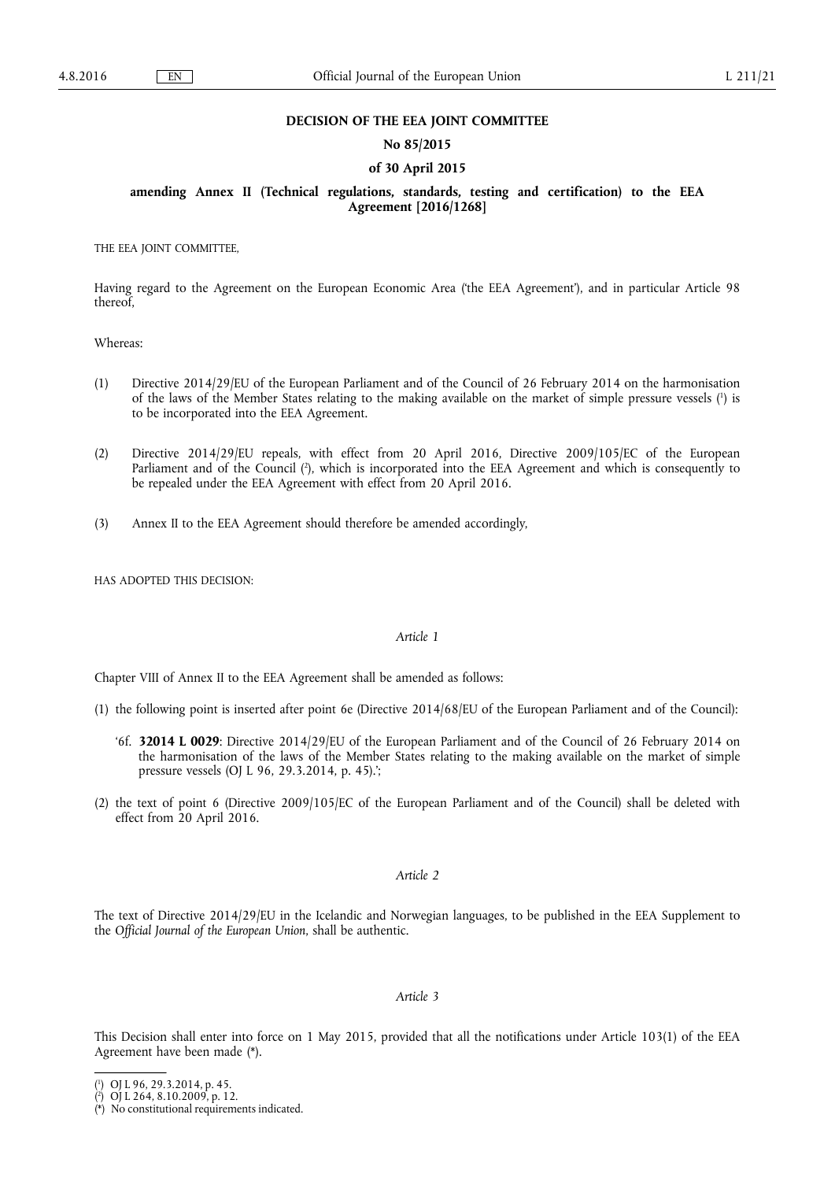**DECISION OF THE EEA JOINT COMMITTEE**

**No 85/2015**

**of 30 April 2015**

**amending Annex II (Technical regulations, standards, testing and certification) to the EEA Agreement [2016/1268]**

THE EEA JOINT COMMITTEE,

Having regard to the Agreement on the European Economic Area ('the EEA Agreement'), and in particular Article 98 thereof,

Whereas:

(1) Directive 2014/29/EU of the European Parliament and of the Council of 26 February 2014 on the harmonisation of the laws of the Member States relating to the making available on the market of simple pressure vessels [1] is to be incorporated into the EEA Agreement.

(2) Directive 2014/29/EU repeals, with effect from 20 April 2016, Directive 2009/105/EC of the European Parliament and of the Council [2], which is incorporated into the EEA Agreement and which is consequently to be repealed under the EEA Agreement with effect from 20 April 2016.

(3) Annex II to the EEA Agreement should therefore be amended accordingly,

HAS ADOPTED THIS DECISION:

*Article 1*

Chapter VIII of Annex II to the EEA Agreement shall be amended as follows:

(1) the following point is inserted after point 6e (Directive 2014/68/EU of the European Parliament and of the Council):

'6f. **32014 L 0029**: Directive 2014/29/EU of the European Parliament and of the Council of 26 February 2014 on the harmonisation of the laws of the Member States relating to the making available on the market of simple pressure vessels (OJ L 96, 29.3.2014, p. 45).';

(2) the text of point 6 (Directive 2009/105/EC of the European Parliament and of the Council) shall be deleted with effect from 20 April 2016.

*Article 2*

The text of Directive 2014/29/EU in the Icelandic and Norwegian languages, to be published in the EEA Supplement to the *Official Journal of the European Union*, shall be authentic.

*Article 3*

This Decision shall enter into force on 1 May 2015, provided that all the notifications under Article 103(1) of the EEA Agreement have been made (*).

---

[1] OJ L 96, 29.3.2014, p. 45.

[2] OJ L 264, 8.10.2009, p. 12.

(*) No constitutional requirements indicated.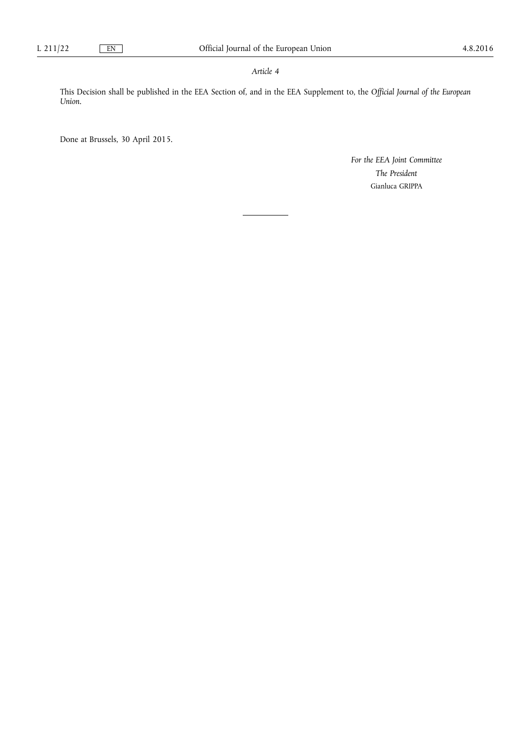*Article 4*

This Decision shall be published in the EEA Section of, and in the EEA Supplement to, the *Official Journal of the European Union*.

Done at Brussels, 30 April 2015.

*For the EEA Joint Committee*

*The President*

Gianluca GRIPPA